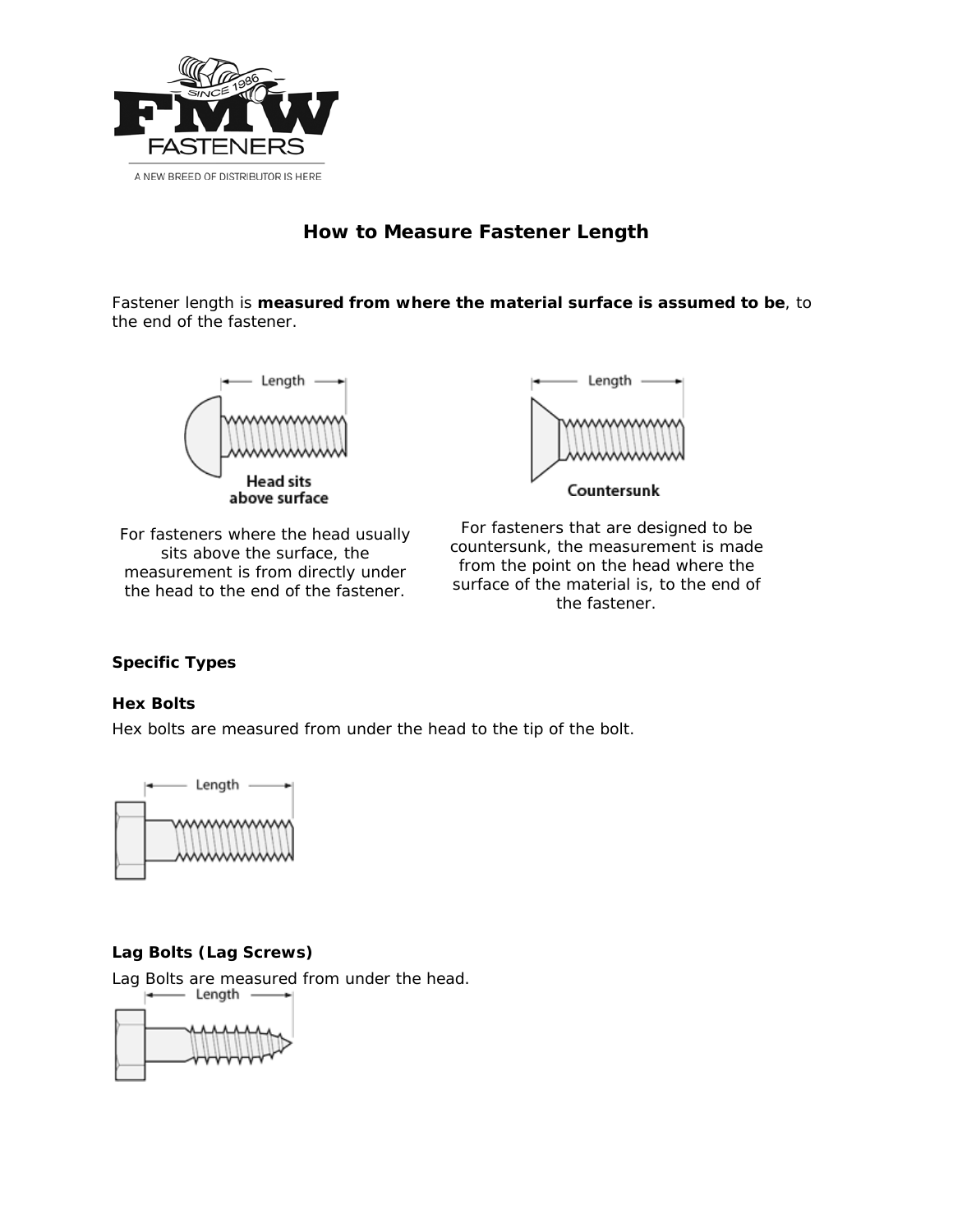# How to Measure Fastener Length

Fastener length is **measured from where the material surface is assumed to be**, to the end of the fastener.

For fasteners where the head usually sits above the surface, the measurement is from directly under the head to the end of the fastener.

For fasteners that are designed to be countersunk, the measurement is made from the point on the head where the surface of the material is, to the end of the fastener.

**Specific Types**

**Hex Bolts**

Hex bolts are measured from under the head to the tip of the bolt.

**Lag Bolts (Lag Screws)**

Lag Bolts are measured from under the head.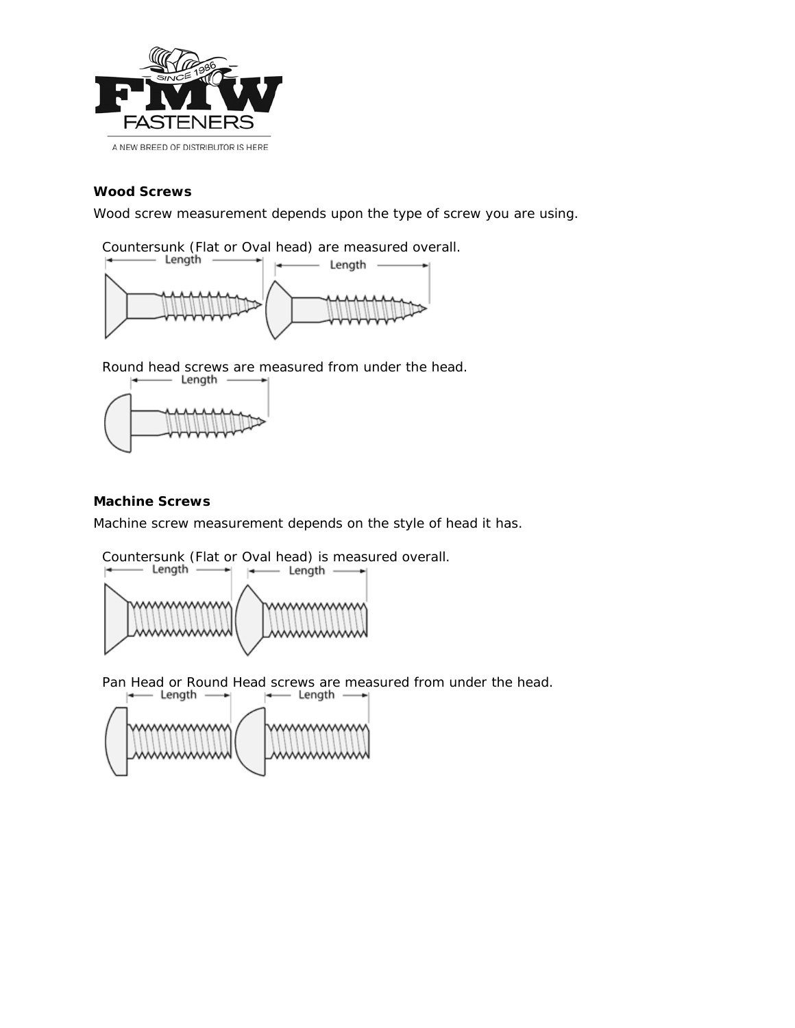### Wood Screws

Wood screw measurement depends upon the type of screw you are using.

Countersunk (Flat or Oval head) are measured overall.

Round head screws are measured from under the head.

### Machine Screws

Machine screw measurement depends on the style of head it has.

Countersunk (Flat or Oval head) is measured overall.

Pan Head or Round Head screws are measured from under the head.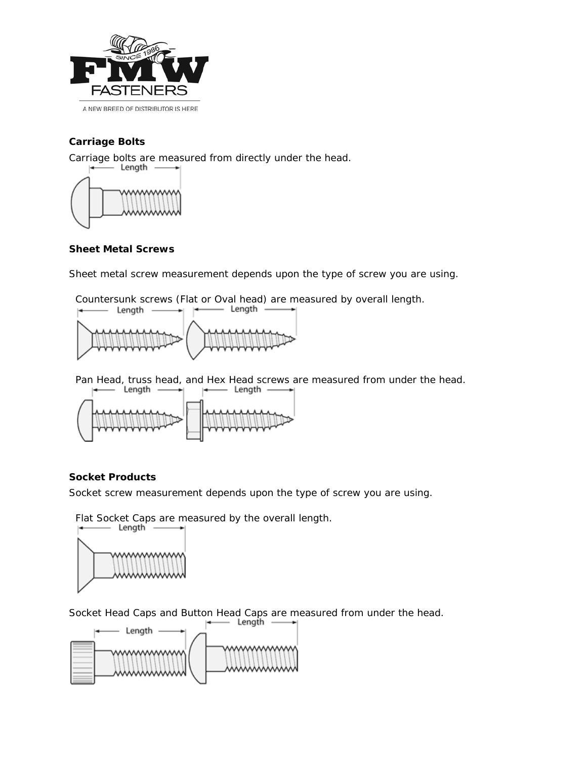**Carriage Bolts**

Carriage bolts are measured from directly under the head.

**Sheet Metal Screws**

Sheet metal screw measurement depends upon the type of screw you are using.

Countersunk screws (Flat or Oval head) are measured by overall length.

Pan Head, truss head, and Hex Head screws are measured from under the head.

**Socket Products**

Socket screw measurement depends upon the type of screw you are using.

Flat Socket Caps are measured by the overall length.

Socket Head Caps and Button Head Caps are measured from under the head.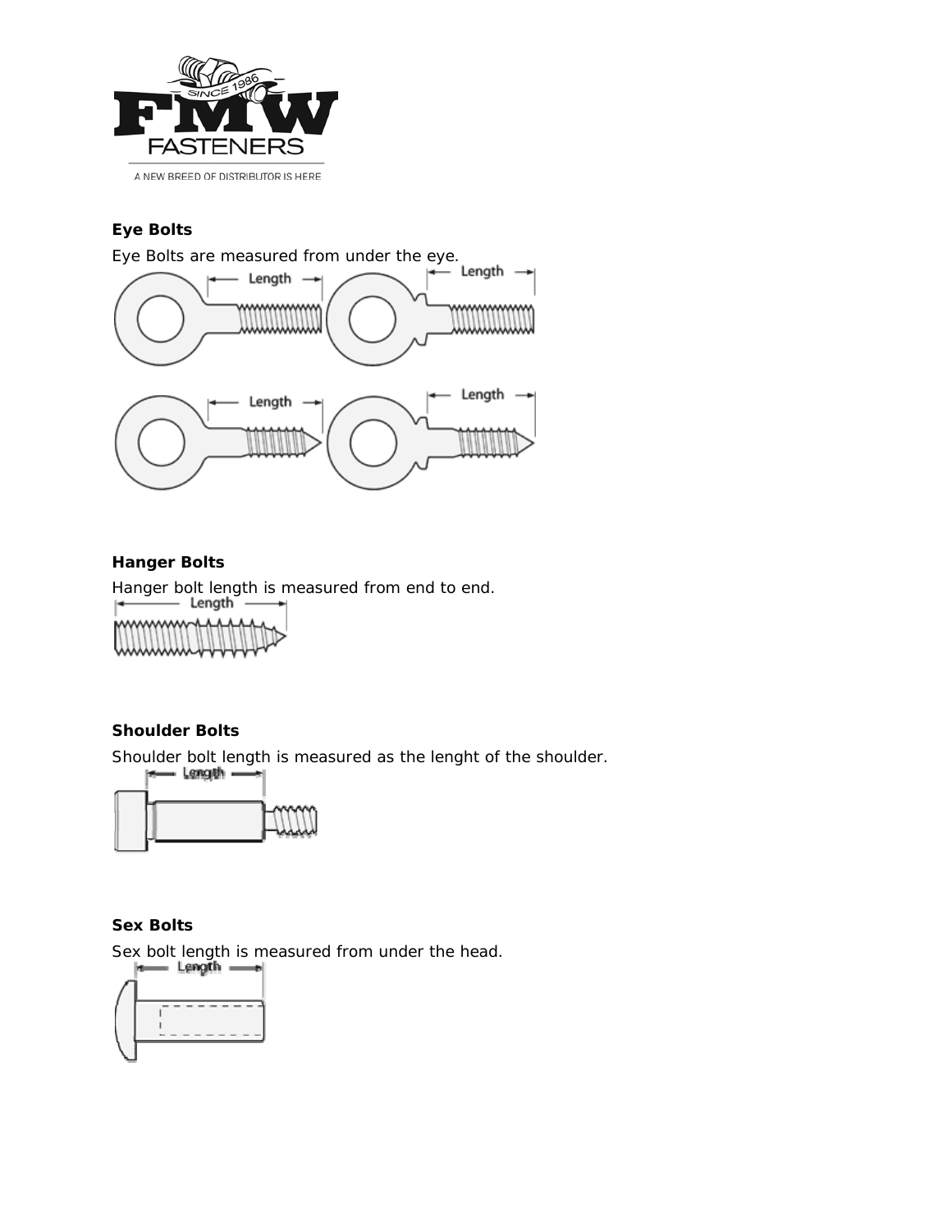### Eye Bolts

Eye Bolts are measured from under the eye.

Length

Length

Length

Length

### Hanger Bolts

Hanger bolt length is measured from end to end.

Length

### Shoulder Bolts

Shoulder bolt length is measured as the lenght of the shoulder.

Length

### Sex Bolts

Sex bolt length is measured from under the head.

Length